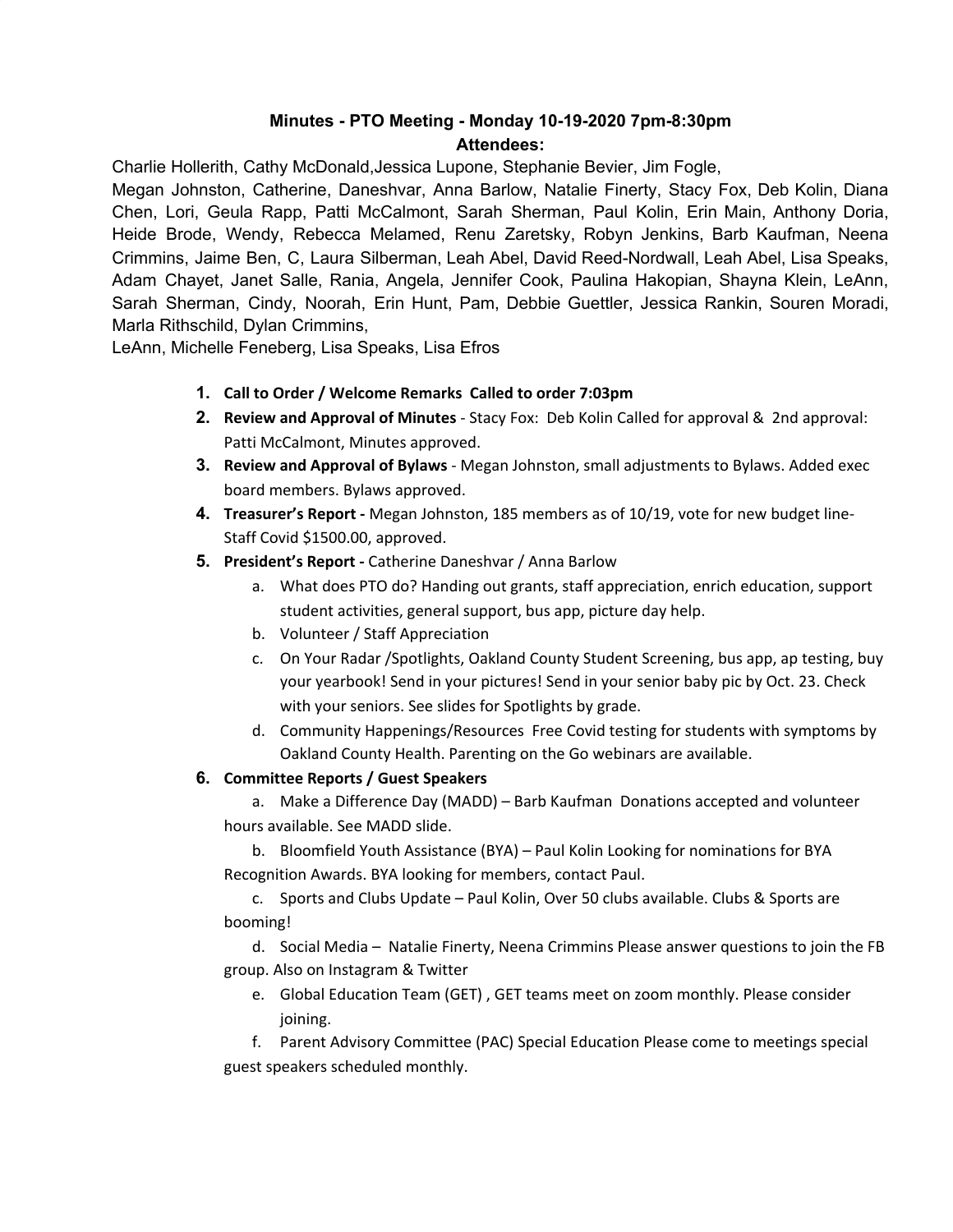**Minutes - PTO Meeting - Monday 10-19-2020 7pm-8:30pm**

**Attendees:**

Charlie Hollerith, Cathy McDonald,Jessica Lupone, Stephanie Bevier, Jim Fogle,

Megan Johnston, Catherine, Daneshvar, Anna Barlow, Natalie Finerty, Stacy Fox, Deb Kolin, Diana Chen, Lori, Geula Rapp, Patti McCalmont, Sarah Sherman, Paul Kolin, Erin Main, Anthony Doria, Heide Brode, Wendy, Rebecca Melamed, Renu Zaretsky, Robyn Jenkins, Barb Kaufman, Neena Crimmins, Jaime Ben, C, Laura Silberman, Leah Abel, David Reed-Nordwall, Leah Abel, Lisa Speaks, Adam Chayet, Janet Salle, Rania, Angela, Jennifer Cook, Paulina Hakopian, Shayna Klein, LeAnn, Sarah Sherman, Cindy, Noorah, Erin Hunt, Pam, Debbie Guettler, Jessica Rankin, Souren Moradi, Marla Rithschild, Dylan Crimmins,

LeAnn, Michelle Feneberg, Lisa Speaks, Lisa Efros

1. **Call to Order / Welcome Remarks Called to order 7:03pm**
2. **Review and Approval of Minutes** - Stacy Fox: Deb Kolin Called for approval & 2nd approval: Patti McCalmont, Minutes approved.
3. **Review and Approval of Bylaws** - Megan Johnston, small adjustments to Bylaws. Added exec board members. Bylaws approved.
4. **Treasurer's Report -** Megan Johnston, 185 members as of 10/19, vote for new budget line- Staff Covid $1500.00, approved.
5. **President's Report -** Catherine Daneshvar / Anna Barlow
   a. What does PTO do? Handing out grants, staff appreciation, enrich education, support student activities, general support, bus app, picture day help.
   b. Volunteer / Staff Appreciation
   c. On Your Radar /Spotlights, Oakland County Student Screening, bus app, ap testing, buy your yearbook! Send in your pictures! Send in your senior baby pic by Oct. 23. Check with your seniors. See slides for Spotlights by grade.
   d. Community Happenings/Resources Free Covid testing for students with symptoms by Oakland County Health. Parenting on the Go webinars are available.
6. **Committee Reports / Guest Speakers**
   a. Make a Difference Day (MADD) – Barb Kaufman Donations accepted and volunteer hours available. See MADD slide.
   b. Bloomfield Youth Assistance (BYA) – Paul Kolin Looking for nominations for BYA Recognition Awards. BYA looking for members, contact Paul.
   c. Sports and Clubs Update – Paul Kolin, Over 50 clubs available. Clubs & Sports are booming!
   d. Social Media – Natalie Finerty, Neena Crimmins Please answer questions to join the FB group. Also on Instagram & Twitter
   e. Global Education Team (GET) , GET teams meet on zoom monthly. Please consider joining.
   f. Parent Advisory Committee (PAC) Special Education Please come to meetings special guest speakers scheduled monthly.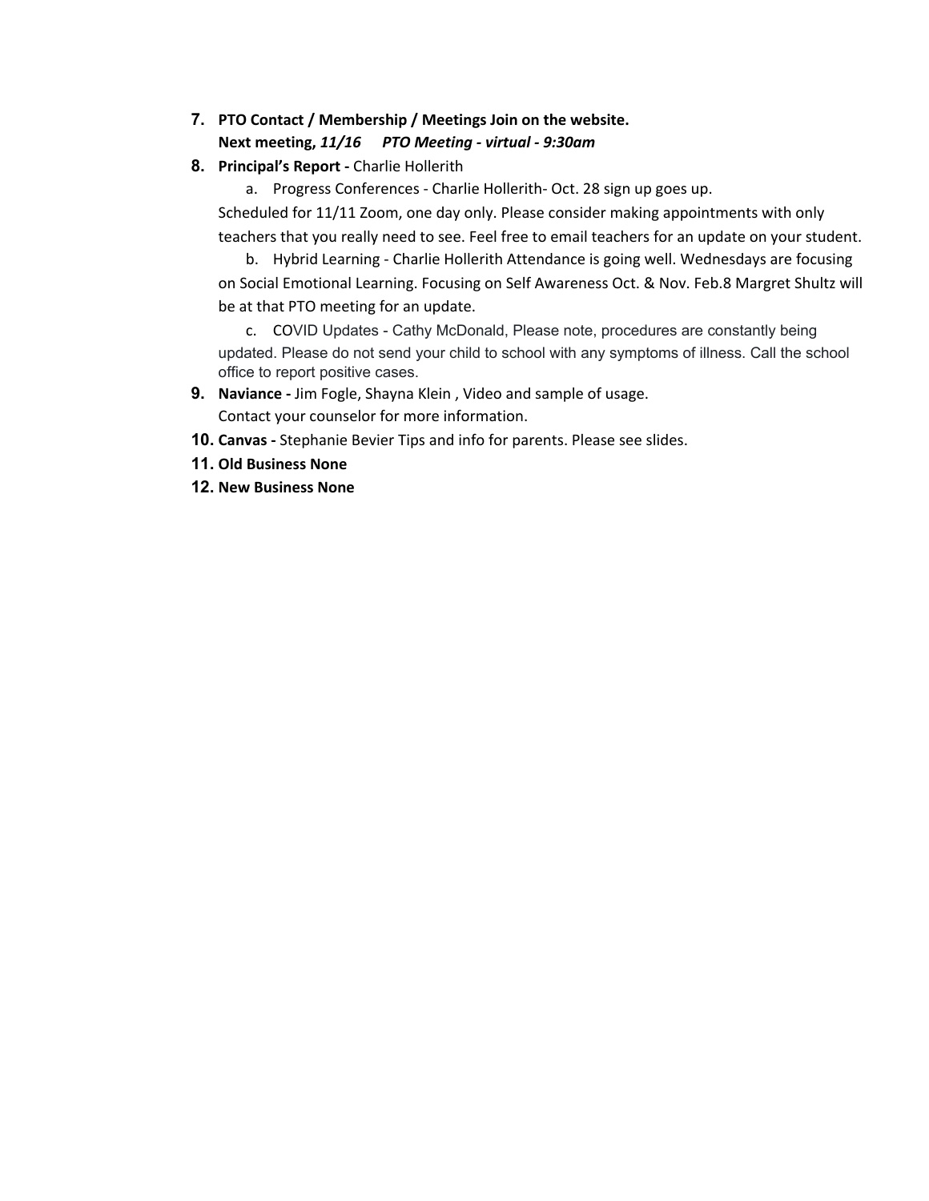7. **PTO Contact / Membership / Meetings Join on the website.**
   **Next meeting, *11/16 PTO Meeting - virtual - 9:30am***
8. **Principal's Report -** Charlie Hollerith
   a. Progress Conferences - Charlie Hollerith- Oct. 28 sign up goes up.
   Scheduled for 11/11 Zoom, one day only. Please consider making appointments with only teachers that you really need to see. Feel free to email teachers for an update on your student.
   b. Hybrid Learning - Charlie Hollerith Attendance is going well. Wednesdays are focusing on Social Emotional Learning. Focusing on Self Awareness Oct. & Nov. Feb.8 Margret Shultz will be at that PTO meeting for an update.
   c. COVID Updates - Cathy McDonald, Please note, procedures are constantly being updated. Please do not send your child to school with any symptoms of illness. Call the school office to report positive cases.
9. **Naviance -** Jim Fogle, Shayna Klein , Video and sample of usage.
   Contact your counselor for more information.
10. **Canvas -** Stephanie Bevier Tips and info for parents. Please see slides.
11. **Old Business None**
12. **New Business None**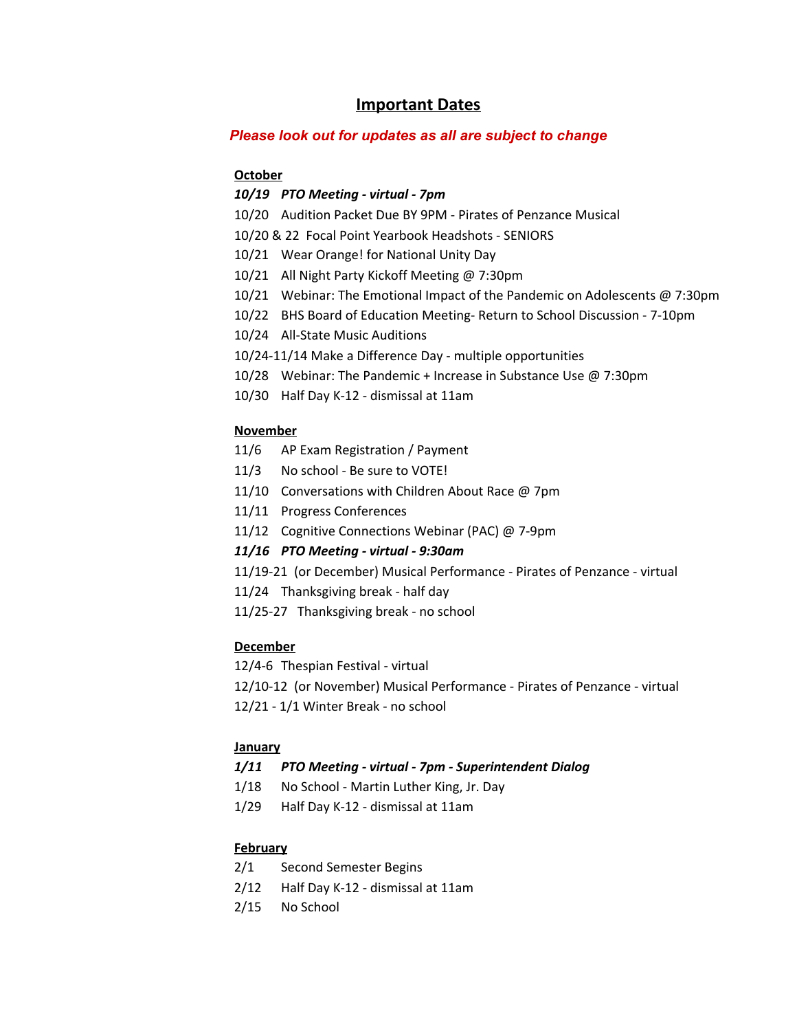## Important Dates

***Please look out for updates as all are subject to change***

**October**

***10/19 PTO Meeting - virtual - 7pm***

10/20 Audition Packet Due BY 9PM - Pirates of Penzance Musical

10/20 & 22 Focal Point Yearbook Headshots - SENIORS

10/21 Wear Orange! for National Unity Day

10/21 All Night Party Kickoff Meeting @ 7:30pm

10/21 Webinar: The Emotional Impact of the Pandemic on Adolescents @ 7:30pm

10/22 BHS Board of Education Meeting- Return to School Discussion - 7-10pm

10/24 All-State Music Auditions

10/24-11/14 Make a Difference Day - multiple opportunities

10/28 Webinar: The Pandemic + Increase in Substance Use @ 7:30pm

10/30 Half Day K-12 - dismissal at 11am

**November**

11/6 AP Exam Registration / Payment

11/3 No school - Be sure to VOTE!

11/10 Conversations with Children About Race @ 7pm

11/11 Progress Conferences

11/12 Cognitive Connections Webinar (PAC) @ 7-9pm

***11/16 PTO Meeting - virtual - 9:30am***

11/19-21 (or December) Musical Performance - Pirates of Penzance - virtual

11/24 Thanksgiving break - half day

11/25-27 Thanksgiving break - no school

**December**

12/4-6 Thespian Festival - virtual

12/10-12 (or November) Musical Performance - Pirates of Penzance - virtual

12/21 - 1/1 Winter Break - no school

**January**

***1/11 PTO Meeting - virtual - 7pm - Superintendent Dialog***

1/18 No School - Martin Luther King, Jr. Day

1/29 Half Day K-12 - dismissal at 11am

**February**

2/1 Second Semester Begins

2/12 Half Day K-12 - dismissal at 11am

2/15 No School